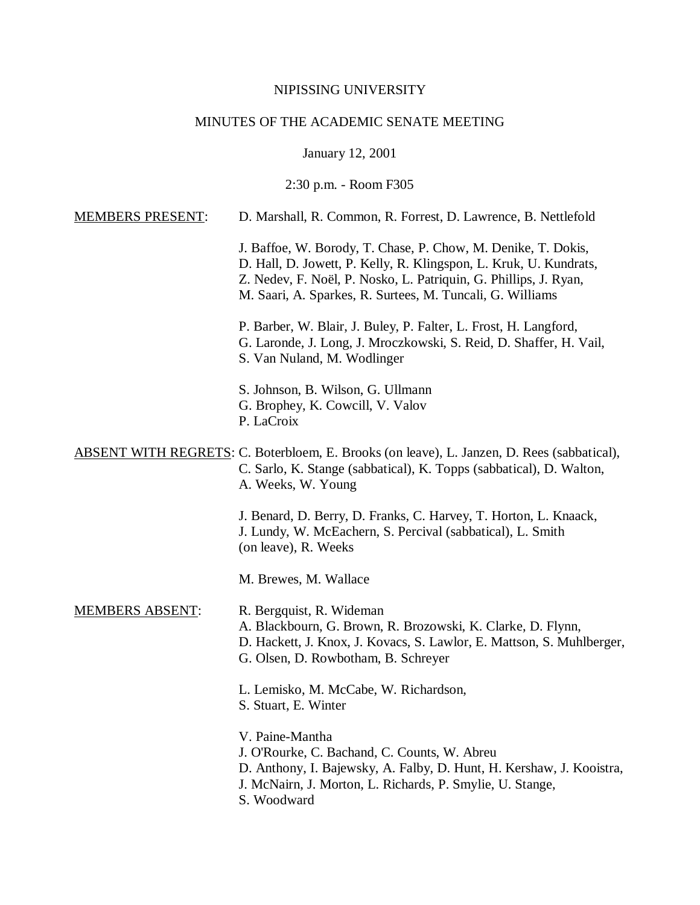NIPISSING UNIVERSITY

MINUTES OF THE ACADEMIC SENATE MEETING

January 12, 2001

2:30 p.m. - Room F305

MEMBERS PRESENT: D. Marshall, R. Common, R. Forrest, D. Lawrence, B. Nettlefold

J. Baffoe, W. Borody, T. Chase, P. Chow, M. Denike, T. Dokis, D. Hall, D. Jowett, P. Kelly, R. Klingspon, L. Kruk, U. Kundrats, Z. Nedev, F. Noël, P. Nosko, L. Patriquin, G. Phillips, J. Ryan, M. Saari, A. Sparkes, R. Surtees, M. Tuncali, G. Williams

P. Barber, W. Blair, J. Buley, P. Falter, L. Frost, H. Langford, G. Laronde, J. Long, J. Mroczkowski, S. Reid, D. Shaffer, H. Vail, S. Van Nuland, M. Wodlinger

S. Johnson, B. Wilson, G. Ullmann
G. Brophey, K. Cowcill, V. Valov
P. LaCroix

ABSENT WITH REGRETS: C. Boterbloem, E. Brooks (on leave), L. Janzen, D. Rees (sabbatical), C. Sarlo, K. Stange (sabbatical), K. Topps (sabbatical), D. Walton, A. Weeks, W. Young

J. Benard, D. Berry, D. Franks, C. Harvey, T. Horton, L. Knaack, J. Lundy, W. McEachern, S. Percival (sabbatical), L. Smith (on leave), R. Weeks

M. Brewes, M. Wallace

MEMBERS ABSENT: R. Bergquist, R. Wideman
A. Blackbourn, G. Brown, R. Brozowski, K. Clarke, D. Flynn, D. Hackett, J. Knox, J. Kovacs, S. Lawlor, E. Mattson, S. Muhlberger, G. Olsen, D. Rowbotham, B. Schreyer

L. Lemisko, M. McCabe, W. Richardson, S. Stuart, E. Winter

V. Paine-Mantha
J. O'Rourke, C. Bachand, C. Counts, W. Abreu
D. Anthony, I. Bajewsky, A. Falby, D. Hunt, H. Kershaw, J. Kooistra, J. McNairn, J. Morton, L. Richards, P. Smylie, U. Stange, S. Woodward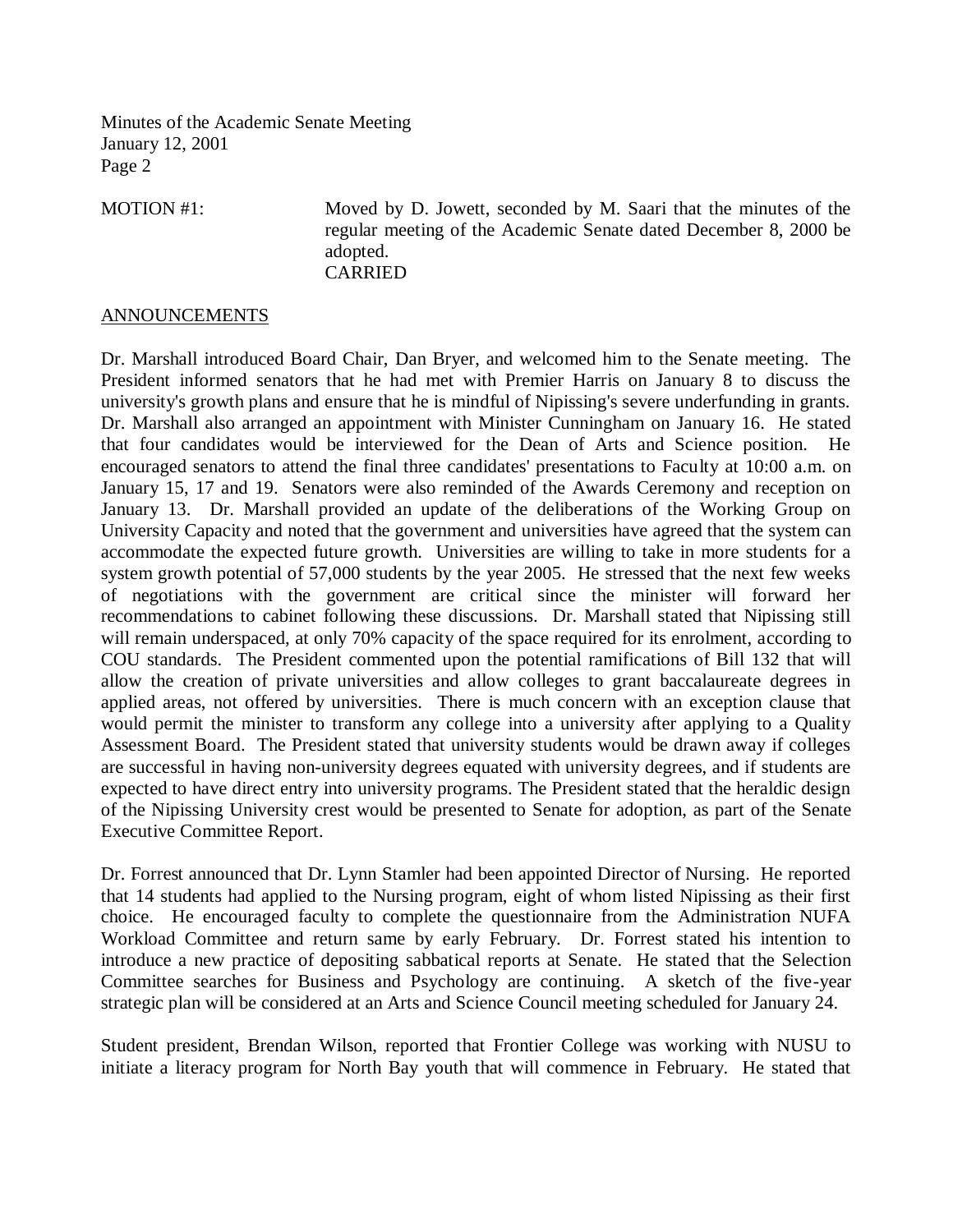MOTION #1: Moved by D. Jowett, seconded by M. Saari that the minutes of the regular meeting of the Academic Senate dated December 8, 2000 be adopted.
CARRIED

## ANNOUNCEMENTS

Dr. Marshall introduced Board Chair, Dan Bryer, and welcomed him to the Senate meeting. The President informed senators that he had met with Premier Harris on January 8 to discuss the university's growth plans and ensure that he is mindful of Nipissing's severe underfunding in grants. Dr. Marshall also arranged an appointment with Minister Cunningham on January 16. He stated that four candidates would be interviewed for the Dean of Arts and Science position. He encouraged senators to attend the final three candidates' presentations to Faculty at 10:00 a.m. on January 15, 17 and 19. Senators were also reminded of the Awards Ceremony and reception on January 13. Dr. Marshall provided an update of the deliberations of the Working Group on University Capacity and noted that the government and universities have agreed that the system can accommodate the expected future growth. Universities are willing to take in more students for a system growth potential of 57,000 students by the year 2005. He stressed that the next few weeks of negotiations with the government are critical since the minister will forward her recommendations to cabinet following these discussions. Dr. Marshall stated that Nipissing still will remain underspaced, at only 70% capacity of the space required for its enrolment, according to COU standards. The President commented upon the potential ramifications of Bill 132 that will allow the creation of private universities and allow colleges to grant baccalaureate degrees in applied areas, not offered by universities. There is much concern with an exception clause that would permit the minister to transform any college into a university after applying to a Quality Assessment Board. The President stated that university students would be drawn away if colleges are successful in having non-university degrees equated with university degrees, and if students are expected to have direct entry into university programs. The President stated that the heraldic design of the Nipissing University crest would be presented to Senate for adoption, as part of the Senate Executive Committee Report.

Dr. Forrest announced that Dr. Lynn Stamler had been appointed Director of Nursing. He reported that 14 students had applied to the Nursing program, eight of whom listed Nipissing as their first choice. He encouraged faculty to complete the questionnaire from the Administration NUFA Workload Committee and return same by early February. Dr. Forrest stated his intention to introduce a new practice of depositing sabbatical reports at Senate. He stated that the Selection Committee searches for Business and Psychology are continuing. A sketch of the five-year strategic plan will be considered at an Arts and Science Council meeting scheduled for January 24.

Student president, Brendan Wilson, reported that Frontier College was working with NUSU to initiate a literacy program for North Bay youth that will commence in February. He stated that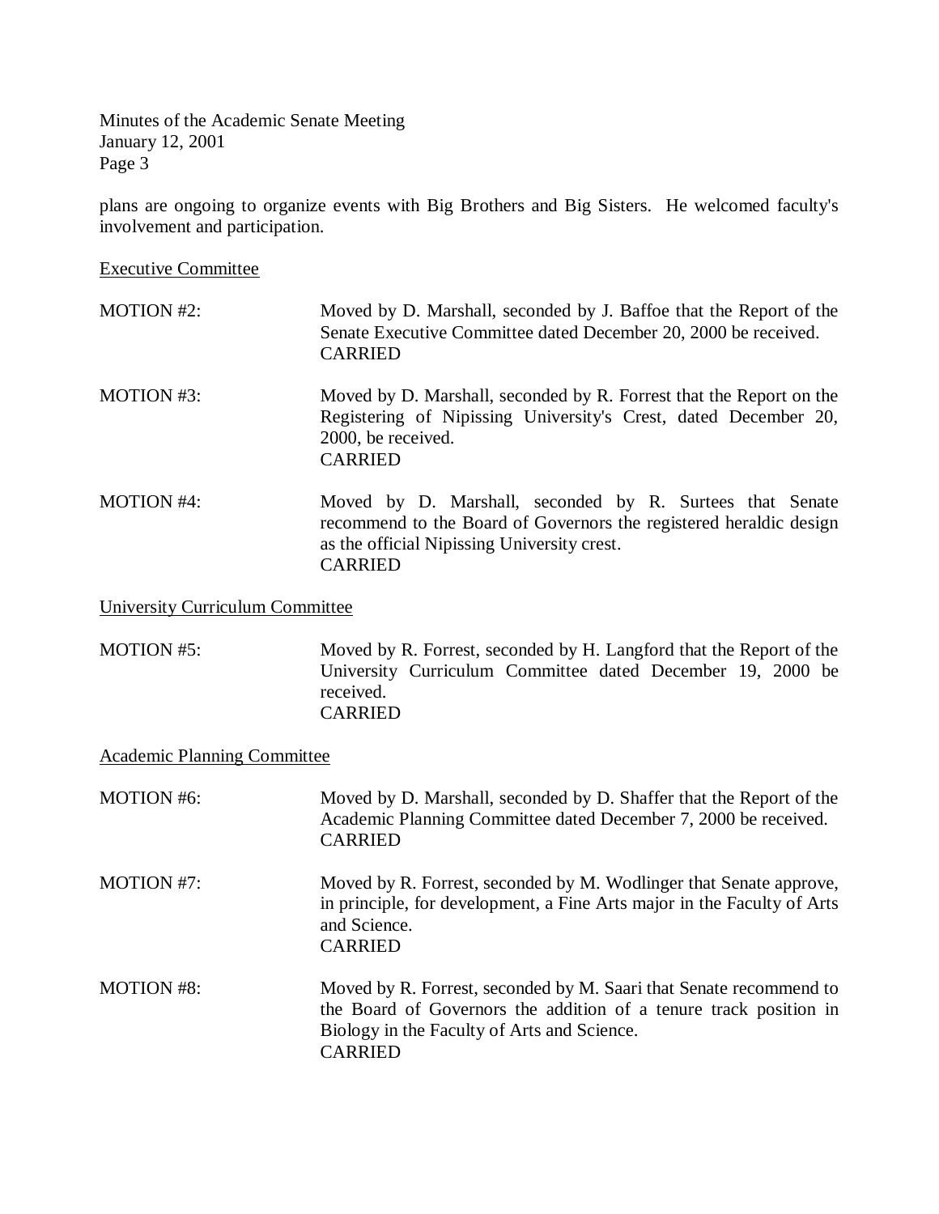plans are ongoing to organize events with Big Brothers and Big Sisters. He welcomed faculty's involvement and participation.

Executive Committee

MOTION #2: Moved by D. Marshall, seconded by J. Baffoe that the Report of the Senate Executive Committee dated December 20, 2000 be received.
CARRIED

MOTION #3: Moved by D. Marshall, seconded by R. Forrest that the Report on the Registering of Nipissing University's Crest, dated December 20, 2000, be received.
CARRIED

MOTION #4: Moved by D. Marshall, seconded by R. Surtees that Senate recommend to the Board of Governors the registered heraldic design as the official Nipissing University crest.
CARRIED

University Curriculum Committee

MOTION #5: Moved by R. Forrest, seconded by H. Langford that the Report of the University Curriculum Committee dated December 19, 2000 be received.
CARRIED

Academic Planning Committee

MOTION #6: Moved by D. Marshall, seconded by D. Shaffer that the Report of the Academic Planning Committee dated December 7, 2000 be received.
CARRIED

MOTION #7: Moved by R. Forrest, seconded by M. Wodlinger that Senate approve, in principle, for development, a Fine Arts major in the Faculty of Arts and Science.
CARRIED

MOTION #8: Moved by R. Forrest, seconded by M. Saari that Senate recommend to the Board of Governors the addition of a tenure track position in Biology in the Faculty of Arts and Science.
CARRIED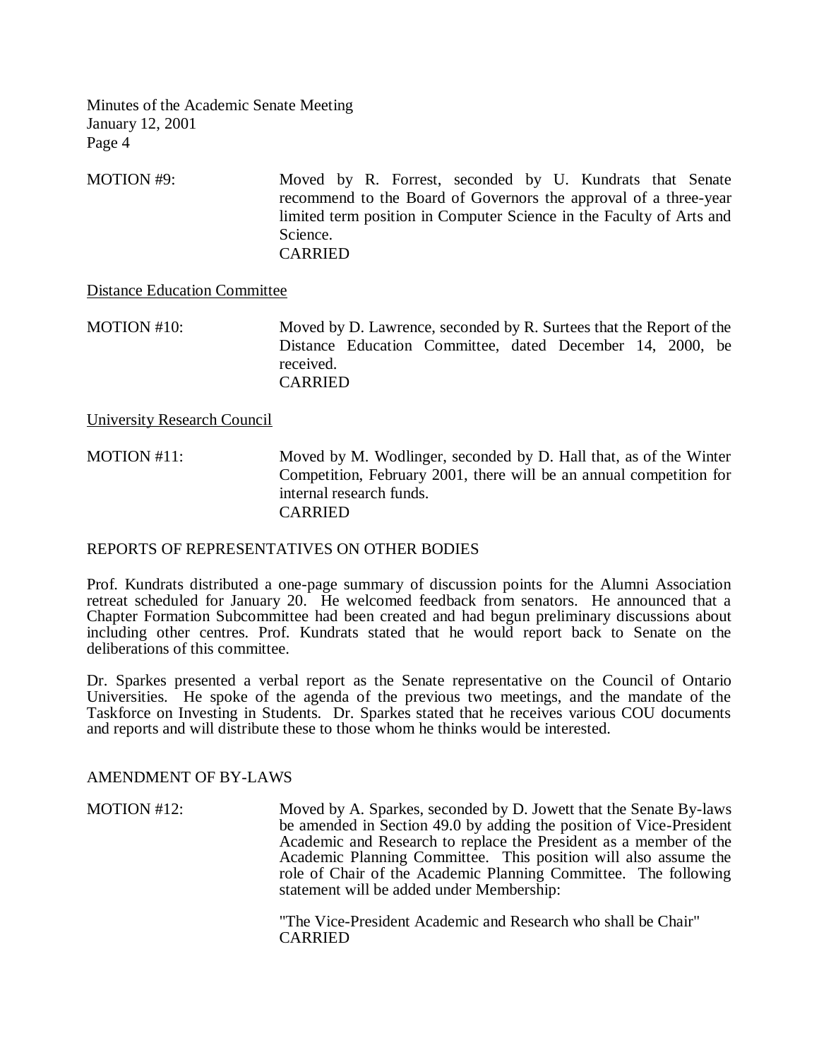MOTION #9: Moved by R. Forrest, seconded by U. Kundrats that Senate recommend to the Board of Governors the approval of a three-year limited term position in Computer Science in the Faculty of Arts and Science.
CARRIED

Distance Education Committee

MOTION #10: Moved by D. Lawrence, seconded by R. Surtees that the Report of the Distance Education Committee, dated December 14, 2000, be received.
CARRIED

University Research Council

MOTION #11: Moved by M. Wodlinger, seconded by D. Hall that, as of the Winter Competition, February 2001, there will be an annual competition for internal research funds.
CARRIED

## REPORTS OF REPRESENTATIVES ON OTHER BODIES

Prof. Kundrats distributed a one-page summary of discussion points for the Alumni Association retreat scheduled for January 20. He welcomed feedback from senators. He announced that a Chapter Formation Subcommittee had been created and had begun preliminary discussions about including other centres. Prof. Kundrats stated that he would report back to Senate on the deliberations of this committee.

Dr. Sparkes presented a verbal report as the Senate representative on the Council of Ontario Universities. He spoke of the agenda of the previous two meetings, and the mandate of the Taskforce on Investing in Students. Dr. Sparkes stated that he receives various COU documents and reports and will distribute these to those whom he thinks would be interested.

## AMENDMENT OF BY-LAWS

MOTION #12: Moved by A. Sparkes, seconded by D. Jowett that the Senate By-laws be amended in Section 49.0 by adding the position of Vice-President Academic and Research to replace the President as a member of the Academic Planning Committee. This position will also assume the role of Chair of the Academic Planning Committee. The following statement will be added under Membership:

"The Vice-President Academic and Research who shall be Chair"
CARRIED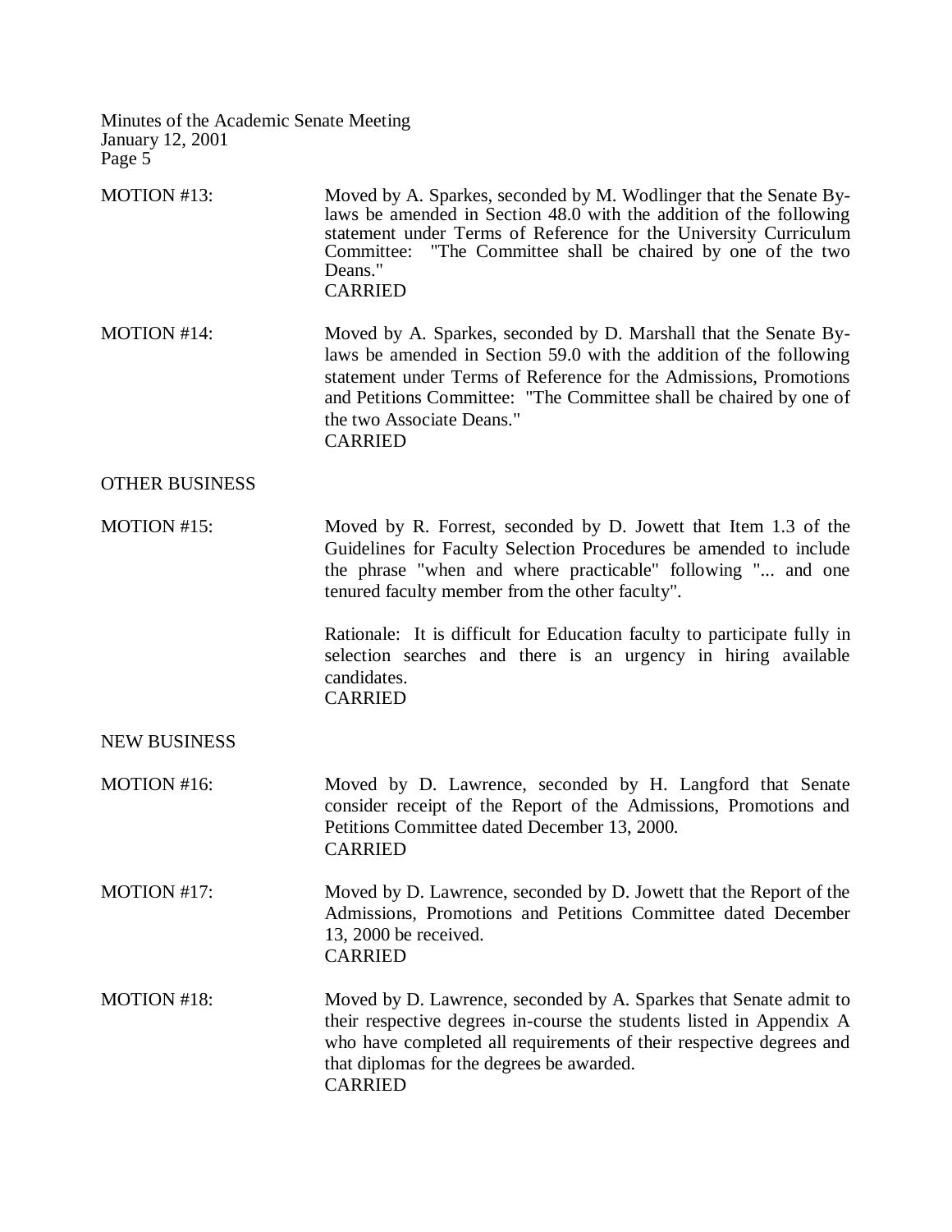MOTION #13: Moved by A. Sparkes, seconded by M. Wodlinger that the Senate By-laws be amended in Section 48.0 with the addition of the following statement under Terms of Reference for the University Curriculum Committee: "The Committee shall be chaired by one of the two Deans."
CARRIED

MOTION #14: Moved by A. Sparkes, seconded by D. Marshall that the Senate By-laws be amended in Section 59.0 with the addition of the following statement under Terms of Reference for the Admissions, Promotions and Petitions Committee: "The Committee shall be chaired by one of the two Associate Deans."
CARRIED

## OTHER BUSINESS

MOTION #15: Moved by R. Forrest, seconded by D. Jowett that Item 1.3 of the Guidelines for Faculty Selection Procedures be amended to include the phrase "when and where practicable" following "... and one tenured faculty member from the other faculty".

Rationale: It is difficult for Education faculty to participate fully in selection searches and there is an urgency in hiring available candidates.
CARRIED

## NEW BUSINESS

MOTION #16: Moved by D. Lawrence, seconded by H. Langford that Senate consider receipt of the Report of the Admissions, Promotions and Petitions Committee dated December 13, 2000.
CARRIED

MOTION #17: Moved by D. Lawrence, seconded by D. Jowett that the Report of the Admissions, Promotions and Petitions Committee dated December 13, 2000 be received.
CARRIED

MOTION #18: Moved by D. Lawrence, seconded by A. Sparkes that Senate admit to their respective degrees in-course the students listed in Appendix A who have completed all requirements of their respective degrees and that diplomas for the degrees be awarded.
CARRIED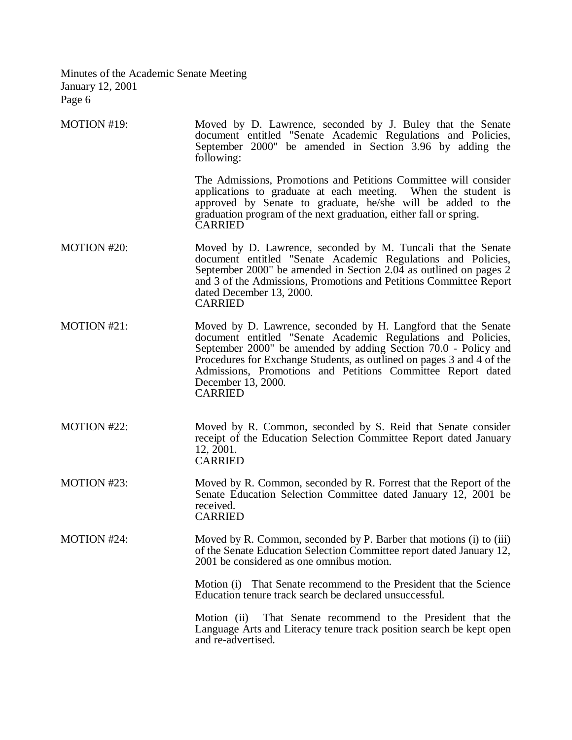MOTION #19: Moved by D. Lawrence, seconded by J. Buley that the Senate document entitled "Senate Academic Regulations and Policies, September 2000" be amended in Section 3.96 by adding the following:

The Admissions, Promotions and Petitions Committee will consider applications to graduate at each meeting. When the student is approved by Senate to graduate, he/she will be added to the graduation program of the next graduation, either fall or spring.
CARRIED

MOTION #20: Moved by D. Lawrence, seconded by M. Tuncali that the Senate document entitled "Senate Academic Regulations and Policies, September 2000" be amended in Section 2.04 as outlined on pages 2 and 3 of the Admissions, Promotions and Petitions Committee Report dated December 13, 2000.
CARRIED

MOTION #21: Moved by D. Lawrence, seconded by H. Langford that the Senate document entitled "Senate Academic Regulations and Policies, September 2000" be amended by adding Section 70.0 - Policy and Procedures for Exchange Students, as outlined on pages 3 and 4 of the Admissions, Promotions and Petitions Committee Report dated December 13, 2000.
CARRIED

MOTION #22: Moved by R. Common, seconded by S. Reid that Senate consider receipt of the Education Selection Committee Report dated January 12, 2001.
CARRIED

MOTION #23: Moved by R. Common, seconded by R. Forrest that the Report of the Senate Education Selection Committee dated January 12, 2001 be received.
CARRIED

MOTION #24: Moved by R. Common, seconded by P. Barber that motions (i) to (iii) of the Senate Education Selection Committee report dated January 12, 2001 be considered as one omnibus motion.

Motion (i) That Senate recommend to the President that the Science Education tenure track search be declared unsuccessful.

Motion (ii) That Senate recommend to the President that the Language Arts and Literacy tenure track position search be kept open and re-advertised.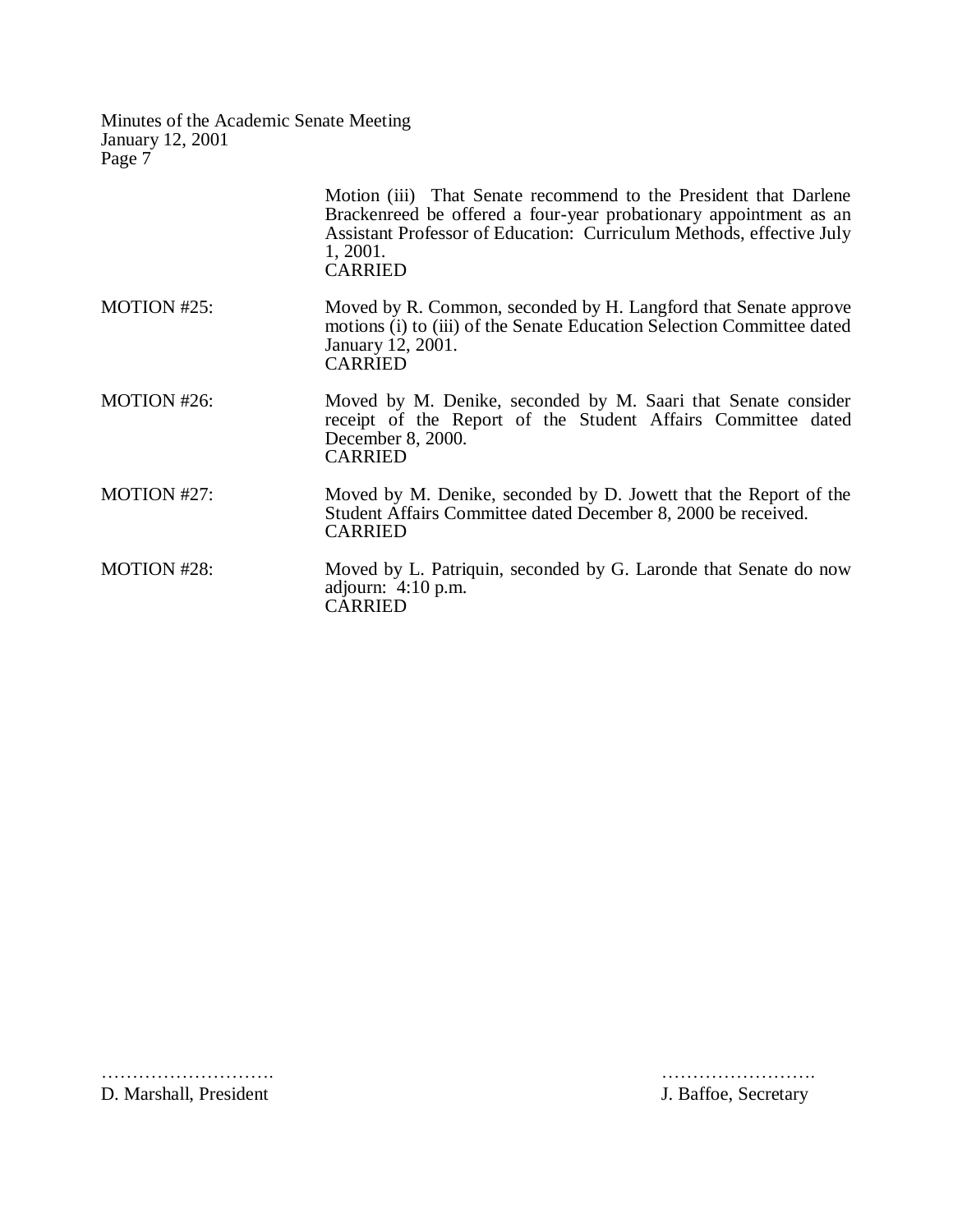Motion (iii) That Senate recommend to the President that Darlene Brackenreed be offered a four-year probationary appointment as an Assistant Professor of Education: Curriculum Methods, effective July 1, 2001.
CARRIED

MOTION #25: Moved by R. Common, seconded by H. Langford that Senate approve motions (i) to (iii) of the Senate Education Selection Committee dated January 12, 2001.
CARRIED

MOTION #26: Moved by M. Denike, seconded by M. Saari that Senate consider receipt of the Report of the Student Affairs Committee dated December 8, 2000.
CARRIED

MOTION #27: Moved by M. Denike, seconded by D. Jowett that the Report of the Student Affairs Committee dated December 8, 2000 be received.
CARRIED

MOTION #28: Moved by L. Patriquin, seconded by G. Laronde that Senate do now adjourn: 4:10 p.m.
CARRIED

……………………….
D. Marshall, President

…………………….
J. Baffoe, Secretary